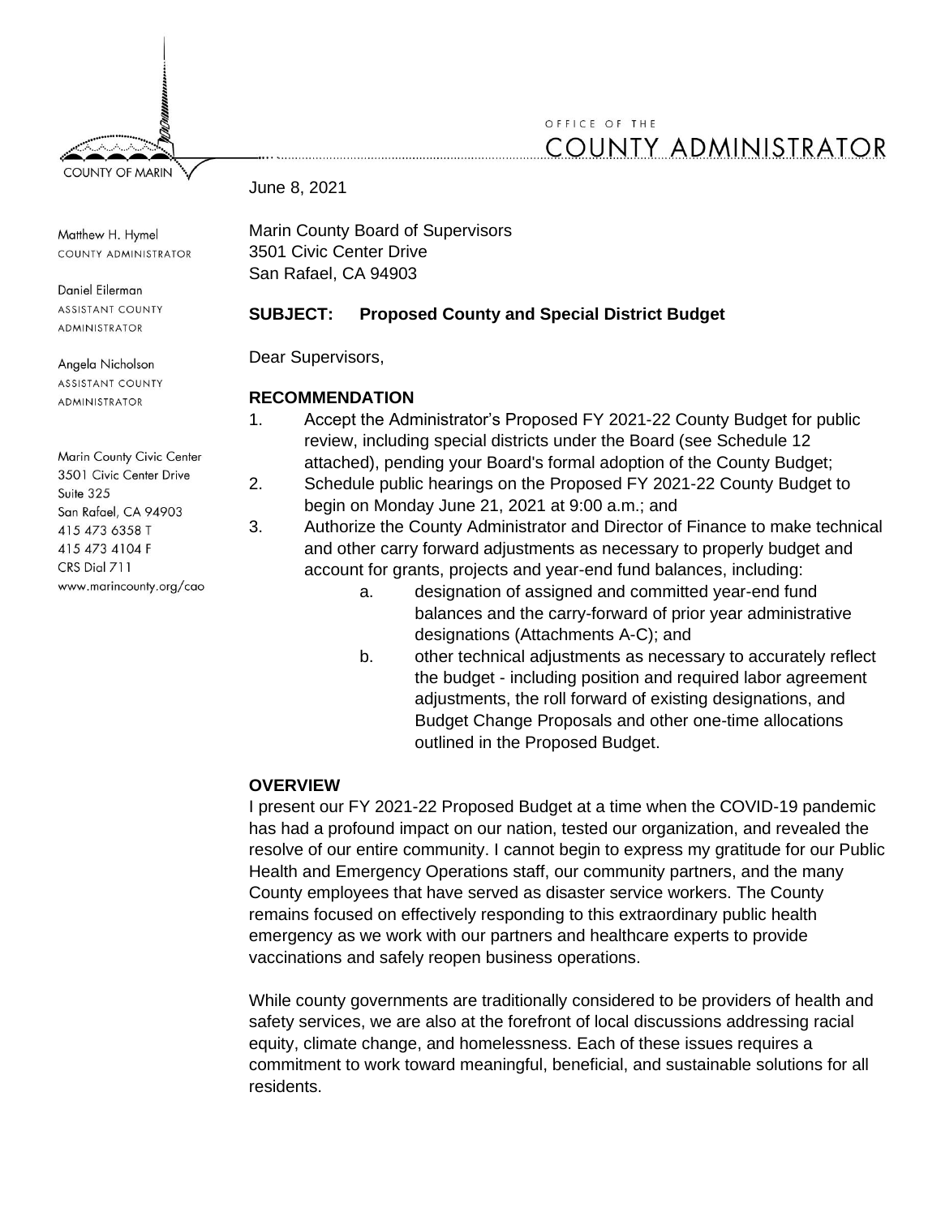COUNTY OF MARIN

OFFICE OF THE
COUNTY ADMINISTRATOR

Matthew H. Hymel
COUNTY ADMINISTRATOR

Daniel Eilerman
ASSISTANT COUNTY ADMINISTRATOR

Angela Nicholson
ASSISTANT COUNTY ADMINISTRATOR

Marin County Civic Center
3501 Civic Center Drive
Suite 325
San Rafael, CA 94903
415 473 6358 T
415 473 4104 F
CRS Dial 711
www.marincounty.org/cao

June 8, 2021

Marin County Board of Supervisors
3501 Civic Center Drive
San Rafael, CA 94903

**SUBJECT: Proposed County and Special District Budget**

Dear Supervisors,

**RECOMMENDATION**

1. Accept the Administrator's Proposed FY 2021-22 County Budget for public review, including special districts under the Board (see Schedule 12 attached), pending your Board's formal adoption of the County Budget;
2. Schedule public hearings on the Proposed FY 2021-22 County Budget to begin on Monday June 21, 2021 at 9:00 a.m.; and
3. Authorize the County Administrator and Director of Finance to make technical and other carry forward adjustments as necessary to properly budget and account for grants, projects and year-end fund balances, including:
    a. designation of assigned and committed year-end fund balances and the carry-forward of prior year administrative designations (Attachments A-C); and
    b. other technical adjustments as necessary to accurately reflect the budget - including position and required labor agreement adjustments, the roll forward of existing designations, and Budget Change Proposals and other one-time allocations outlined in the Proposed Budget.

**OVERVIEW**

I present our FY 2021-22 Proposed Budget at a time when the COVID-19 pandemic has had a profound impact on our nation, tested our organization, and revealed the resolve of our entire community. I cannot begin to express my gratitude for our Public Health and Emergency Operations staff, our community partners, and the many County employees that have served as disaster service workers. The County remains focused on effectively responding to this extraordinary public health emergency as we work with our partners and healthcare experts to provide vaccinations and safely reopen business operations.

While county governments are traditionally considered to be providers of health and safety services, we are also at the forefront of local discussions addressing racial equity, climate change, and homelessness. Each of these issues requires a commitment to work toward meaningful, beneficial, and sustainable solutions for all residents.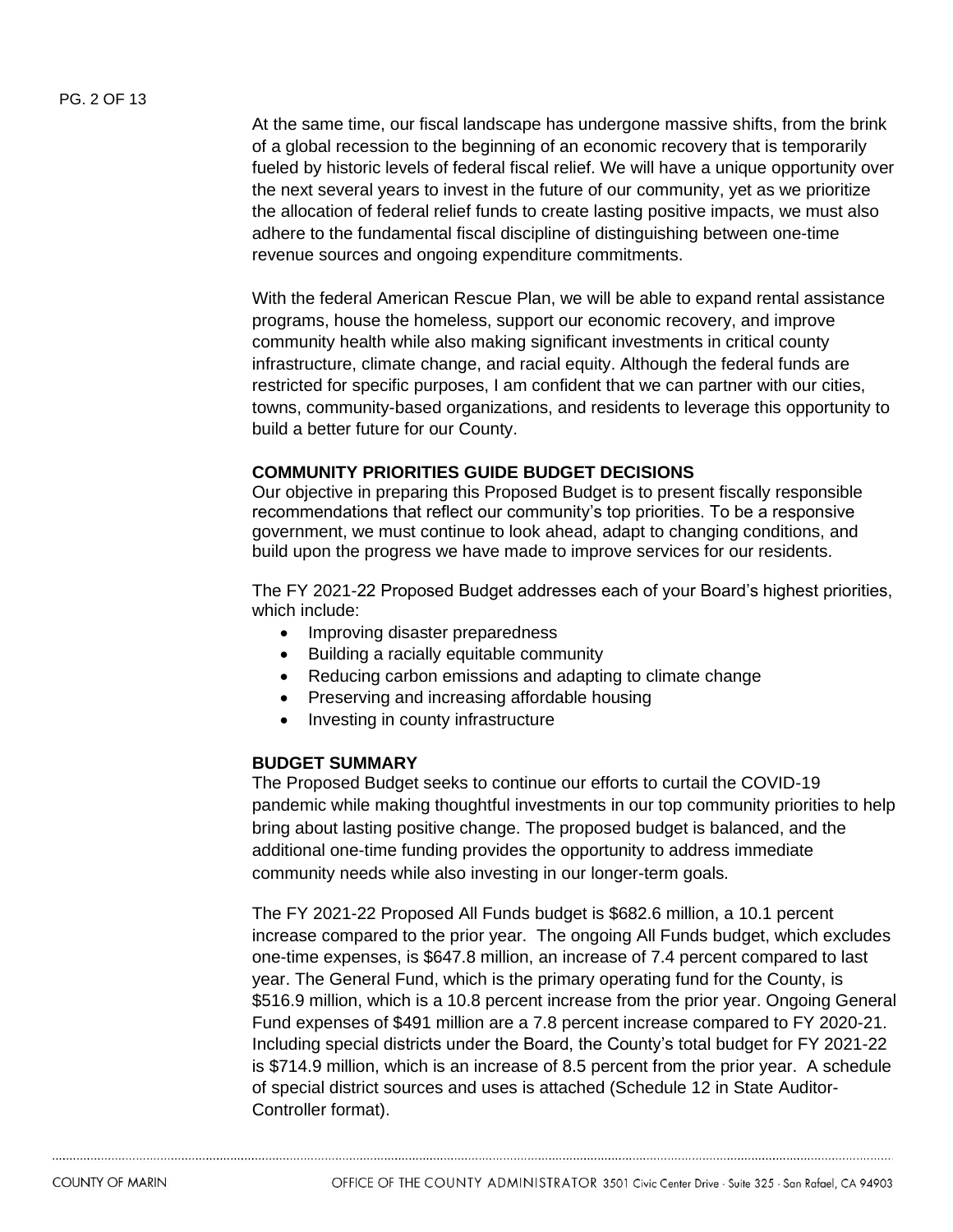At the same time, our fiscal landscape has undergone massive shifts, from the brink of a global recession to the beginning of an economic recovery that is temporarily fueled by historic levels of federal fiscal relief. We will have a unique opportunity over the next several years to invest in the future of our community, yet as we prioritize the allocation of federal relief funds to create lasting positive impacts, we must also adhere to the fundamental fiscal discipline of distinguishing between one-time revenue sources and ongoing expenditure commitments.

With the federal American Rescue Plan, we will be able to expand rental assistance programs, house the homeless, support our economic recovery, and improve community health while also making significant investments in critical county infrastructure, climate change, and racial equity. Although the federal funds are restricted for specific purposes, I am confident that we can partner with our cities, towns, community-based organizations, and residents to leverage this opportunity to build a better future for our County.

## COMMUNITY PRIORITIES GUIDE BUDGET DECISIONS

Our objective in preparing this Proposed Budget is to present fiscally responsible recommendations that reflect our community's top priorities. To be a responsive government, we must continue to look ahead, adapt to changing conditions, and build upon the progress we have made to improve services for our residents.

The FY 2021-22 Proposed Budget addresses each of your Board's highest priorities, which include:

- Improving disaster preparedness
- Building a racially equitable community
- Reducing carbon emissions and adapting to climate change
- Preserving and increasing affordable housing
- Investing in county infrastructure

## BUDGET SUMMARY

The Proposed Budget seeks to continue our efforts to curtail the COVID-19 pandemic while making thoughtful investments in our top community priorities to help bring about lasting positive change. The proposed budget is balanced, and the additional one-time funding provides the opportunity to address immediate community needs while also investing in our longer-term goals.

The FY 2021-22 Proposed All Funds budget is $682.6 million, a 10.1 percent increase compared to the prior year. The ongoing All Funds budget, which excludes one-time expenses, is $647.8 million, an increase of 7.4 percent compared to last year. The General Fund, which is the primary operating fund for the County, is $516.9 million, which is a 10.8 percent increase from the prior year. Ongoing General Fund expenses of $491 million are a 7.8 percent increase compared to FY 2020-21. Including special districts under the Board, the County's total budget for FY 2021-22 is $714.9 million, which is an increase of 8.5 percent from the prior year. A schedule of special district sources and uses is attached (Schedule 12 in State Auditor-Controller format).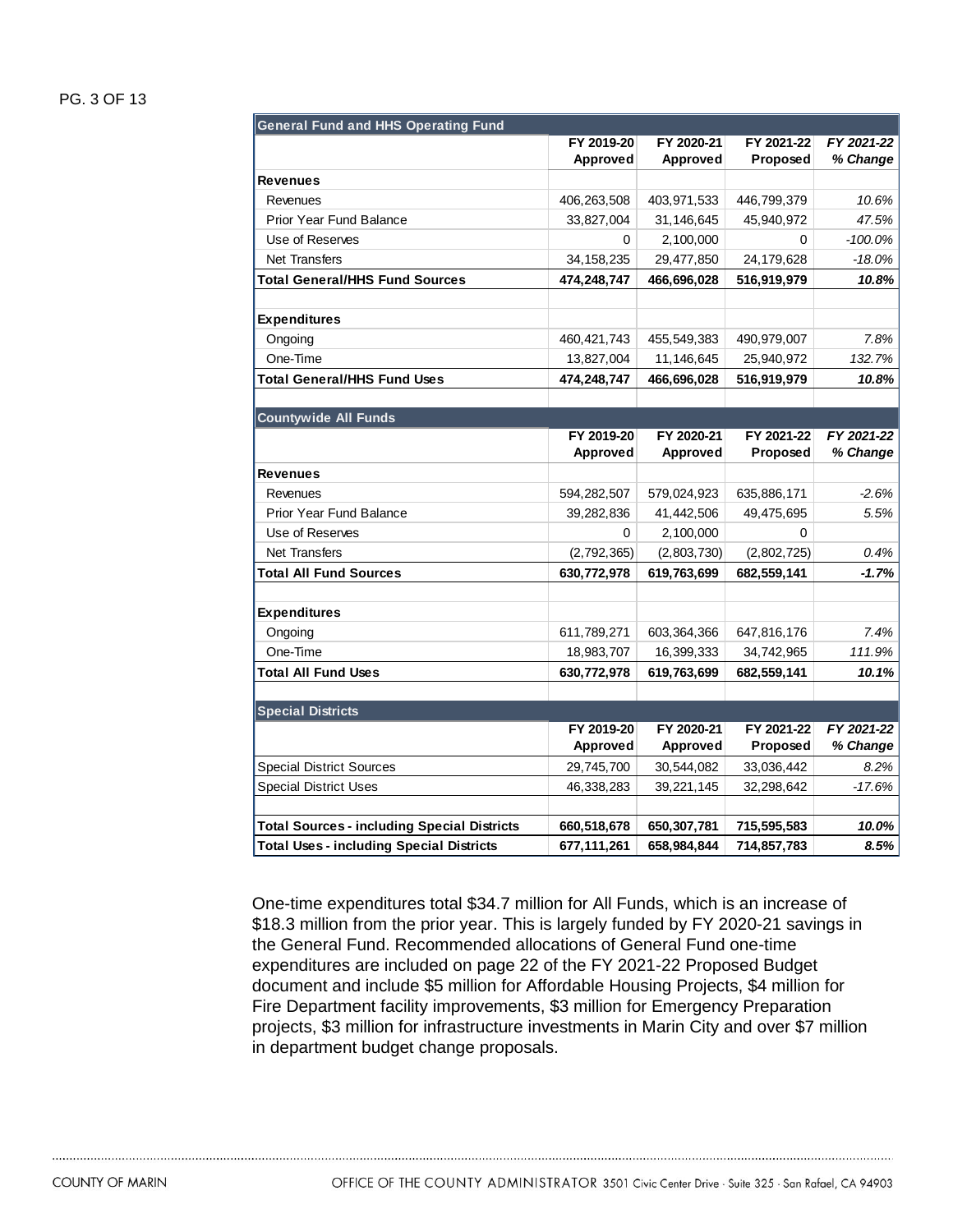| General Fund and HHS Operating Fund | FY 2019-20 Approved | FY 2020-21 Approved | FY 2021-22 Proposed | *FY 2021-22 % Change* |
|---|---|---|---|---|
| **Revenues** | | | | |
| Revenues | 406,263,508 | 403,971,533 | 446,799,379 | *10.6%* |
| Prior Year Fund Balance | 33,827,004 | 31,146,645 | 45,940,972 | *47.5%* |
| Use of Reserves | 0 | 2,100,000 | 0 | *-100.0%* |
| Net Transfers | 34,158,235 | 29,477,850 | 24,179,628 | *-18.0%* |
| **Total General/HHS Fund Sources** | **474,248,747** | **466,696,028** | **516,919,979** | ***10.8%*** |
| | | | | |
| **Expenditures** | | | | |
| Ongoing | 460,421,743 | 455,549,383 | 490,979,007 | *7.8%* |
| One-Time | 13,827,004 | 11,146,645 | 25,940,972 | *132.7%* |
| **Total General/HHS Fund Uses** | **474,248,747** | **466,696,028** | **516,919,979** | ***10.8%*** |

| Countywide All Funds | FY 2019-20 Approved | FY 2020-21 Approved | FY 2021-22 Proposed | *FY 2021-22 % Change* |
|---|---|---|---|---|
| **Revenues** | | | | |
| Revenues | 594,282,507 | 579,024,923 | 635,886,171 | *-2.6%* |
| Prior Year Fund Balance | 39,282,836 | 41,442,506 | 49,475,695 | *5.5%* |
| Use of Reserves | 0 | 2,100,000 | 0 | |
| Net Transfers | (2,792,365) | (2,803,730) | (2,802,725) | *0.4%* |
| **Total All Fund Sources** | **630,772,978** | **619,763,699** | **682,559,141** | ***-1.7%*** |
| | | | | |
| **Expenditures** | | | | |
| Ongoing | 611,789,271 | 603,364,366 | 647,816,176 | *7.4%* |
| One-Time | 18,983,707 | 16,399,333 | 34,742,965 | *111.9%* |
| **Total All Fund Uses** | **630,772,978** | **619,763,699** | **682,559,141** | ***10.1%*** |

| Special Districts | FY 2019-20 Approved | FY 2020-21 Approved | FY 2021-22 Proposed | *FY 2021-22 % Change* |
|---|---|---|---|---|
| Special District Sources | 29,745,700 | 30,544,082 | 33,036,442 | *8.2%* |
| Special District Uses | 46,338,283 | 39,221,145 | 32,298,642 | *-17.6%* |
| | | | | |
| **Total Sources - including Special Districts** | **660,518,678** | **650,307,781** | **715,595,583** | ***10.0%*** |
| **Total Uses - including Special Districts** | **677,111,261** | **658,984,844** | **714,857,783** | ***8.5%*** |

One-time expenditures total $34.7 million for All Funds, which is an increase of $18.3 million from the prior year. This is largely funded by FY 2020-21 savings in the General Fund. Recommended allocations of General Fund one-time expenditures are included on page 22 of the FY 2021-22 Proposed Budget document and include $5 million for Affordable Housing Projects, $4 million for Fire Department facility improvements, $3 million for Emergency Preparation projects, $3 million for infrastructure investments in Marin City and over $7 million in department budget change proposals.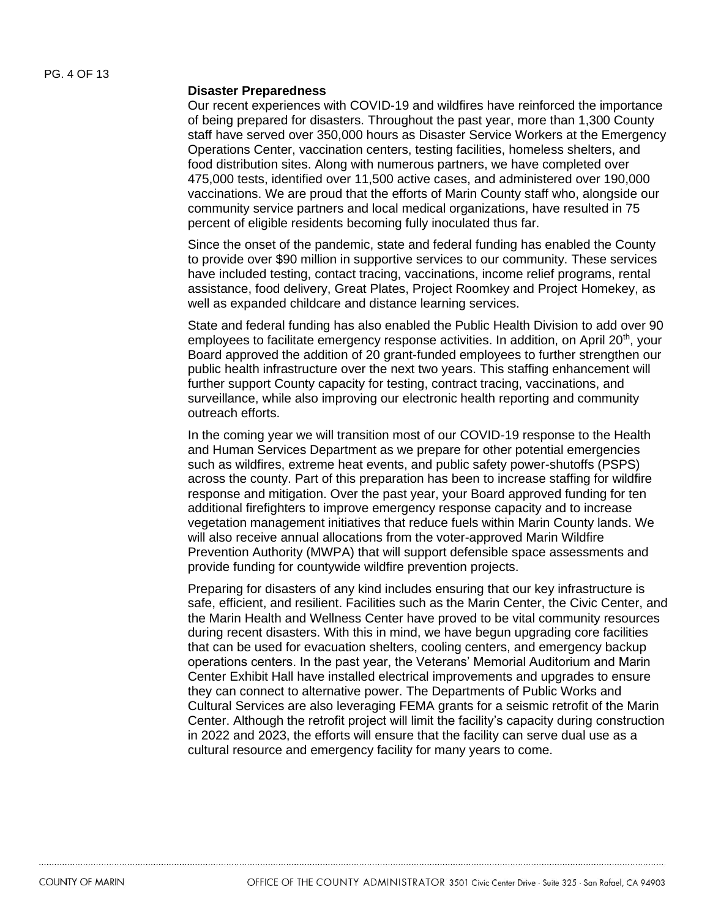**Disaster Preparedness**

Our recent experiences with COVID-19 and wildfires have reinforced the importance of being prepared for disasters. Throughout the past year, more than 1,300 County staff have served over 350,000 hours as Disaster Service Workers at the Emergency Operations Center, vaccination centers, testing facilities, homeless shelters, and food distribution sites. Along with numerous partners, we have completed over 475,000 tests, identified over 11,500 active cases, and administered over 190,000 vaccinations. We are proud that the efforts of Marin County staff who, alongside our community service partners and local medical organizations, have resulted in 75 percent of eligible residents becoming fully inoculated thus far.

Since the onset of the pandemic, state and federal funding has enabled the County to provide over $90 million in supportive services to our community. These services have included testing, contact tracing, vaccinations, income relief programs, rental assistance, food delivery, Great Plates, Project Roomkey and Project Homekey, as well as expanded childcare and distance learning services.

State and federal funding has also enabled the Public Health Division to add over 90 employees to facilitate emergency response activities. In addition, on April 20th, your Board approved the addition of 20 grant-funded employees to further strengthen our public health infrastructure over the next two years. This staffing enhancement will further support County capacity for testing, contract tracing, vaccinations, and surveillance, while also improving our electronic health reporting and community outreach efforts.

In the coming year we will transition most of our COVID-19 response to the Health and Human Services Department as we prepare for other potential emergencies such as wildfires, extreme heat events, and public safety power-shutoffs (PSPS) across the county. Part of this preparation has been to increase staffing for wildfire response and mitigation. Over the past year, your Board approved funding for ten additional firefighters to improve emergency response capacity and to increase vegetation management initiatives that reduce fuels within Marin County lands. We will also receive annual allocations from the voter-approved Marin Wildfire Prevention Authority (MWPA) that will support defensible space assessments and provide funding for countywide wildfire prevention projects.

Preparing for disasters of any kind includes ensuring that our key infrastructure is safe, efficient, and resilient. Facilities such as the Marin Center, the Civic Center, and the Marin Health and Wellness Center have proved to be vital community resources during recent disasters. With this in mind, we have begun upgrading core facilities that can be used for evacuation shelters, cooling centers, and emergency backup operations centers. In the past year, the Veterans' Memorial Auditorium and Marin Center Exhibit Hall have installed electrical improvements and upgrades to ensure they can connect to alternative power. The Departments of Public Works and Cultural Services are also leveraging FEMA grants for a seismic retrofit of the Marin Center. Although the retrofit project will limit the facility's capacity during construction in 2022 and 2023, the efforts will ensure that the facility can serve dual use as a cultural resource and emergency facility for many years to come.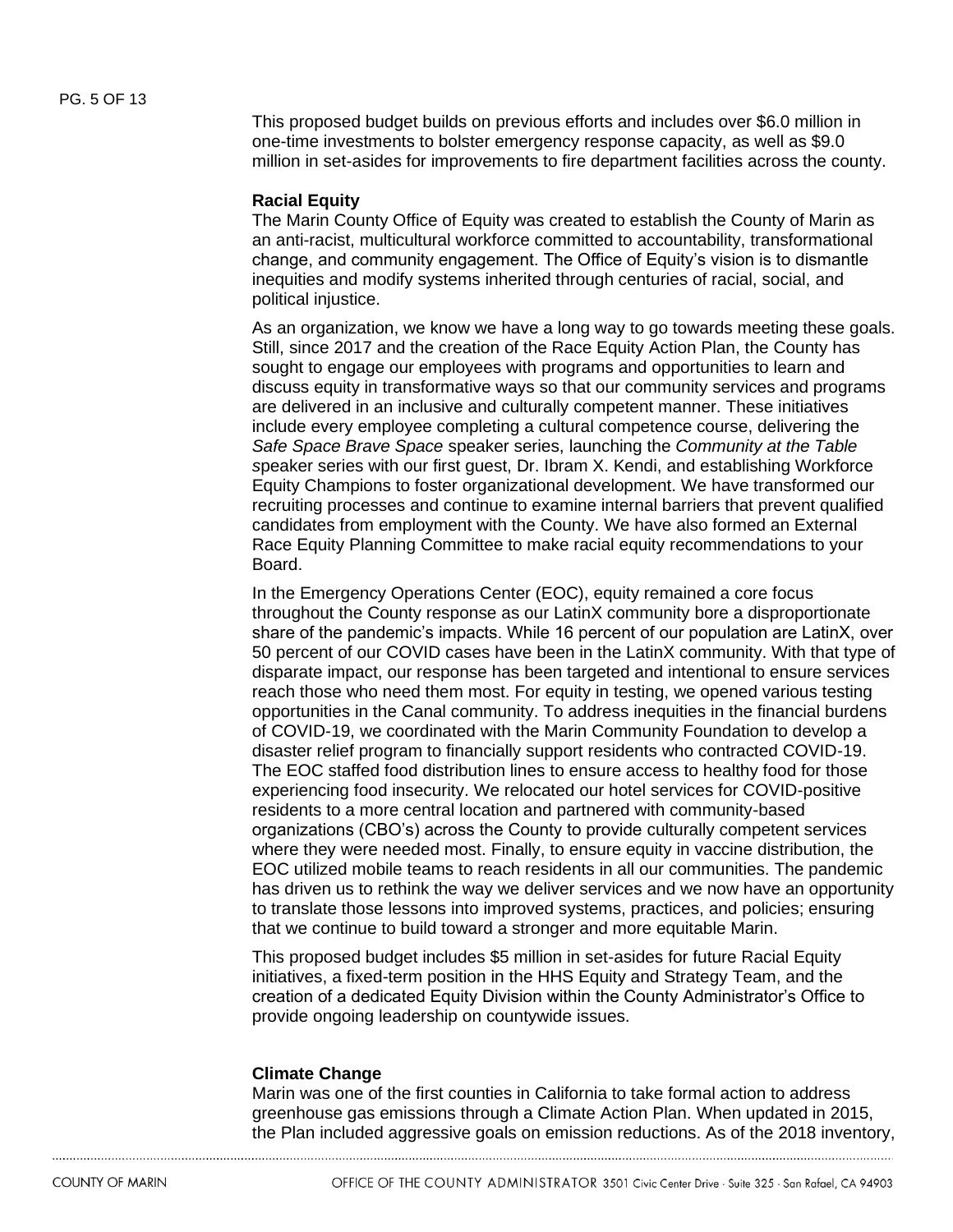This proposed budget builds on previous efforts and includes over $6.0 million in one-time investments to bolster emergency response capacity, as well as $9.0 million in set-asides for improvements to fire department facilities across the county.

**Racial Equity**

The Marin County Office of Equity was created to establish the County of Marin as an anti-racist, multicultural workforce committed to accountability, transformational change, and community engagement. The Office of Equity's vision is to dismantle inequities and modify systems inherited through centuries of racial, social, and political injustice.

As an organization, we know we have a long way to go towards meeting these goals. Still, since 2017 and the creation of the Race Equity Action Plan, the County has sought to engage our employees with programs and opportunities to learn and discuss equity in transformative ways so that our community services and programs are delivered in an inclusive and culturally competent manner. These initiatives include every employee completing a cultural competence course, delivering the *Safe Space Brave Space* speaker series, launching the *Community at the Table s*peaker series with our first guest, Dr. Ibram X. Kendi, and establishing Workforce Equity Champions to foster organizational development. We have transformed our recruiting processes and continue to examine internal barriers that prevent qualified candidates from employment with the County. We have also formed an External Race Equity Planning Committee to make racial equity recommendations to your Board.

In the Emergency Operations Center (EOC), equity remained a core focus throughout the County response as our LatinX community bore a disproportionate share of the pandemic's impacts. While 16 percent of our population are LatinX, over 50 percent of our COVID cases have been in the LatinX community. With that type of disparate impact, our response has been targeted and intentional to ensure services reach those who need them most. For equity in testing, we opened various testing opportunities in the Canal community. To address inequities in the financial burdens of COVID-19, we coordinated with the Marin Community Foundation to develop a disaster relief program to financially support residents who contracted COVID-19. The EOC staffed food distribution lines to ensure access to healthy food for those experiencing food insecurity. We relocated our hotel services for COVID-positive residents to a more central location and partnered with community-based organizations (CBO's) across the County to provide culturally competent services where they were needed most. Finally, to ensure equity in vaccine distribution, the EOC utilized mobile teams to reach residents in all our communities. The pandemic has driven us to rethink the way we deliver services and we now have an opportunity to translate those lessons into improved systems, practices, and policies; ensuring that we continue to build toward a stronger and more equitable Marin.

This proposed budget includes $5 million in set-asides for future Racial Equity initiatives, a fixed-term position in the HHS Equity and Strategy Team, and the creation of a dedicated Equity Division within the County Administrator's Office to provide ongoing leadership on countywide issues.

**Climate Change**

Marin was one of the first counties in California to take formal action to address greenhouse gas emissions through a Climate Action Plan. When updated in 2015, the Plan included aggressive goals on emission reductions. As of the 2018 inventory,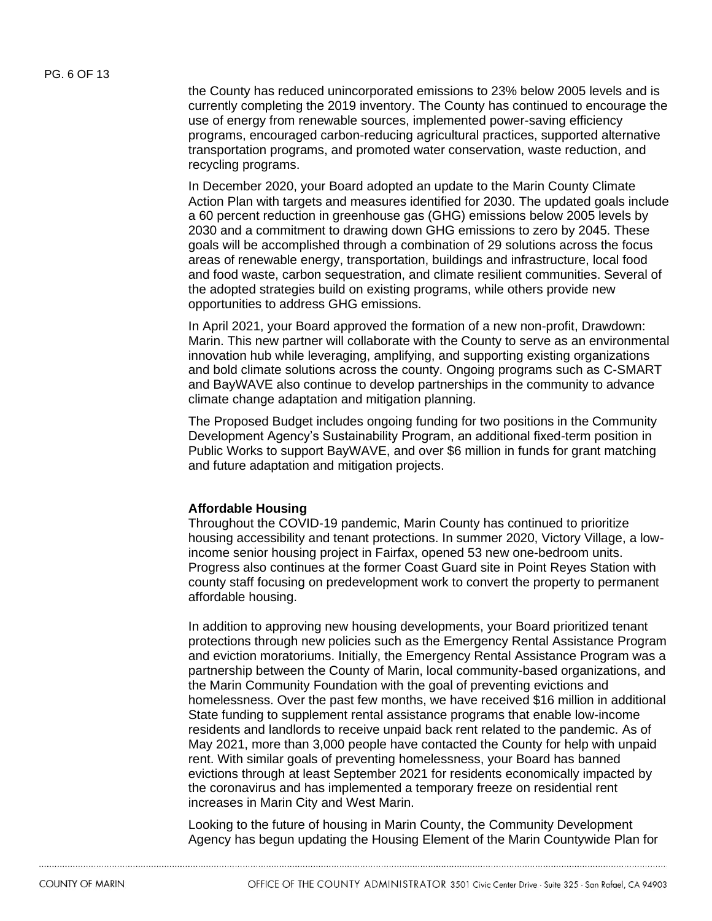the County has reduced unincorporated emissions to 23% below 2005 levels and is currently completing the 2019 inventory. The County has continued to encourage the use of energy from renewable sources, implemented power-saving efficiency programs, encouraged carbon-reducing agricultural practices, supported alternative transportation programs, and promoted water conservation, waste reduction, and recycling programs.

In December 2020, your Board adopted an update to the Marin County Climate Action Plan with targets and measures identified for 2030. The updated goals include a 60 percent reduction in greenhouse gas (GHG) emissions below 2005 levels by 2030 and a commitment to drawing down GHG emissions to zero by 2045. These goals will be accomplished through a combination of 29 solutions across the focus areas of renewable energy, transportation, buildings and infrastructure, local food and food waste, carbon sequestration, and climate resilient communities. Several of the adopted strategies build on existing programs, while others provide new opportunities to address GHG emissions.

In April 2021, your Board approved the formation of a new non-profit, Drawdown: Marin. This new partner will collaborate with the County to serve as an environmental innovation hub while leveraging, amplifying, and supporting existing organizations and bold climate solutions across the county. Ongoing programs such as C-SMART and BayWAVE also continue to develop partnerships in the community to advance climate change adaptation and mitigation planning.

The Proposed Budget includes ongoing funding for two positions in the Community Development Agency's Sustainability Program, an additional fixed-term position in Public Works to support BayWAVE, and over $6 million in funds for grant matching and future adaptation and mitigation projects.

**Affordable Housing**

Throughout the COVID-19 pandemic, Marin County has continued to prioritize housing accessibility and tenant protections. In summer 2020, Victory Village, a low-income senior housing project in Fairfax, opened 53 new one-bedroom units. Progress also continues at the former Coast Guard site in Point Reyes Station with county staff focusing on predevelopment work to convert the property to permanent affordable housing.

In addition to approving new housing developments, your Board prioritized tenant protections through new policies such as the Emergency Rental Assistance Program and eviction moratoriums. Initially, the Emergency Rental Assistance Program was a partnership between the County of Marin, local community-based organizations, and the Marin Community Foundation with the goal of preventing evictions and homelessness. Over the past few months, we have received $16 million in additional State funding to supplement rental assistance programs that enable low-income residents and landlords to receive unpaid back rent related to the pandemic. As of May 2021, more than 3,000 people have contacted the County for help with unpaid rent. With similar goals of preventing homelessness, your Board has banned evictions through at least September 2021 for residents economically impacted by the coronavirus and has implemented a temporary freeze on residential rent increases in Marin City and West Marin.

Looking to the future of housing in Marin County, the Community Development Agency has begun updating the Housing Element of the Marin Countywide Plan for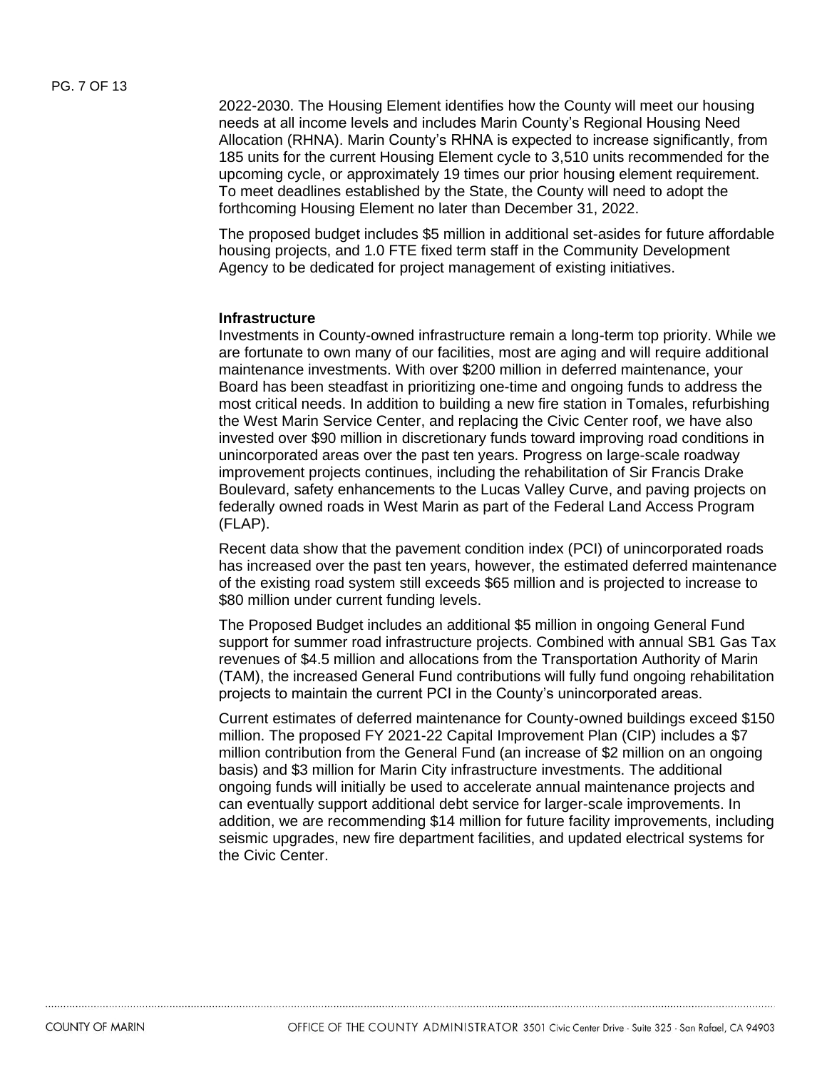2022-2030. The Housing Element identifies how the County will meet our housing needs at all income levels and includes Marin County's Regional Housing Need Allocation (RHNA). Marin County's RHNA is expected to increase significantly, from 185 units for the current Housing Element cycle to 3,510 units recommended for the upcoming cycle, or approximately 19 times our prior housing element requirement. To meet deadlines established by the State, the County will need to adopt the forthcoming Housing Element no later than December 31, 2022.

The proposed budget includes $5 million in additional set-asides for future affordable housing projects, and 1.0 FTE fixed term staff in the Community Development Agency to be dedicated for project management of existing initiatives.

**Infrastructure**

Investments in County-owned infrastructure remain a long-term top priority. While we are fortunate to own many of our facilities, most are aging and will require additional maintenance investments. With over $200 million in deferred maintenance, your Board has been steadfast in prioritizing one-time and ongoing funds to address the most critical needs. In addition to building a new fire station in Tomales, refurbishing the West Marin Service Center, and replacing the Civic Center roof, we have also invested over $90 million in discretionary funds toward improving road conditions in unincorporated areas over the past ten years. Progress on large-scale roadway improvement projects continues, including the rehabilitation of Sir Francis Drake Boulevard, safety enhancements to the Lucas Valley Curve, and paving projects on federally owned roads in West Marin as part of the Federal Land Access Program (FLAP).

Recent data show that the pavement condition index (PCI) of unincorporated roads has increased over the past ten years, however, the estimated deferred maintenance of the existing road system still exceeds $65 million and is projected to increase to $80 million under current funding levels.

The Proposed Budget includes an additional $5 million in ongoing General Fund support for summer road infrastructure projects. Combined with annual SB1 Gas Tax revenues of $4.5 million and allocations from the Transportation Authority of Marin (TAM), the increased General Fund contributions will fully fund ongoing rehabilitation projects to maintain the current PCI in the County's unincorporated areas.

Current estimates of deferred maintenance for County-owned buildings exceed $150 million. The proposed FY 2021-22 Capital Improvement Plan (CIP) includes a $7 million contribution from the General Fund (an increase of $2 million on an ongoing basis) and $3 million for Marin City infrastructure investments. The additional ongoing funds will initially be used to accelerate annual maintenance projects and can eventually support additional debt service for larger-scale improvements. In addition, we are recommending $14 million for future facility improvements, including seismic upgrades, new fire department facilities, and updated electrical systems for the Civic Center.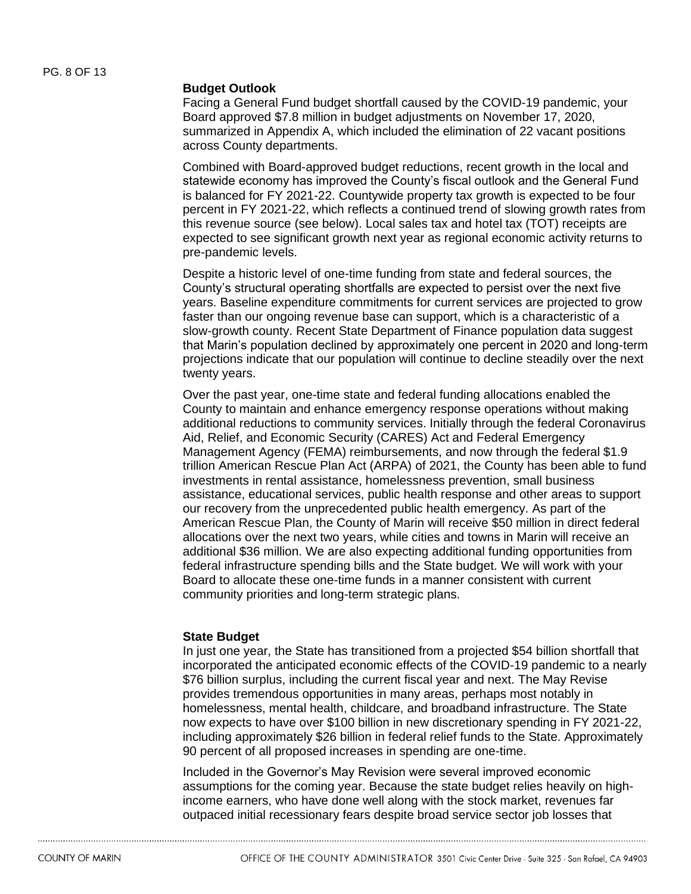**Budget Outlook**

Facing a General Fund budget shortfall caused by the COVID-19 pandemic, your Board approved $7.8 million in budget adjustments on November 17, 2020, summarized in Appendix A, which included the elimination of 22 vacant positions across County departments.

Combined with Board-approved budget reductions, recent growth in the local and statewide economy has improved the County's fiscal outlook and the General Fund is balanced for FY 2021-22. Countywide property tax growth is expected to be four percent in FY 2021-22, which reflects a continued trend of slowing growth rates from this revenue source (see below). Local sales tax and hotel tax (TOT) receipts are expected to see significant growth next year as regional economic activity returns to pre-pandemic levels.

Despite a historic level of one-time funding from state and federal sources, the County's structural operating shortfalls are expected to persist over the next five years. Baseline expenditure commitments for current services are projected to grow faster than our ongoing revenue base can support, which is a characteristic of a slow-growth county. Recent State Department of Finance population data suggest that Marin's population declined by approximately one percent in 2020 and long-term projections indicate that our population will continue to decline steadily over the next twenty years.

Over the past year, one-time state and federal funding allocations enabled the County to maintain and enhance emergency response operations without making additional reductions to community services. Initially through the federal Coronavirus Aid, Relief, and Economic Security (CARES) Act and Federal Emergency Management Agency (FEMA) reimbursements, and now through the federal $1.9 trillion American Rescue Plan Act (ARPA) of 2021, the County has been able to fund investments in rental assistance, homelessness prevention, small business assistance, educational services, public health response and other areas to support our recovery from the unprecedented public health emergency. As part of the American Rescue Plan, the County of Marin will receive $50 million in direct federal allocations over the next two years, while cities and towns in Marin will receive an additional $36 million. We are also expecting additional funding opportunities from federal infrastructure spending bills and the State budget. We will work with your Board to allocate these one-time funds in a manner consistent with current community priorities and long-term strategic plans.

**State Budget**

In just one year, the State has transitioned from a projected $54 billion shortfall that incorporated the anticipated economic effects of the COVID-19 pandemic to a nearly $76 billion surplus, including the current fiscal year and next. The May Revise provides tremendous opportunities in many areas, perhaps most notably in homelessness, mental health, childcare, and broadband infrastructure. The State now expects to have over $100 billion in new discretionary spending in FY 2021-22, including approximately $26 billion in federal relief funds to the State. Approximately 90 percent of all proposed increases in spending are one-time.

Included in the Governor's May Revision were several improved economic assumptions for the coming year. Because the state budget relies heavily on high-income earners, who have done well along with the stock market, revenues far outpaced initial recessionary fears despite broad service sector job losses that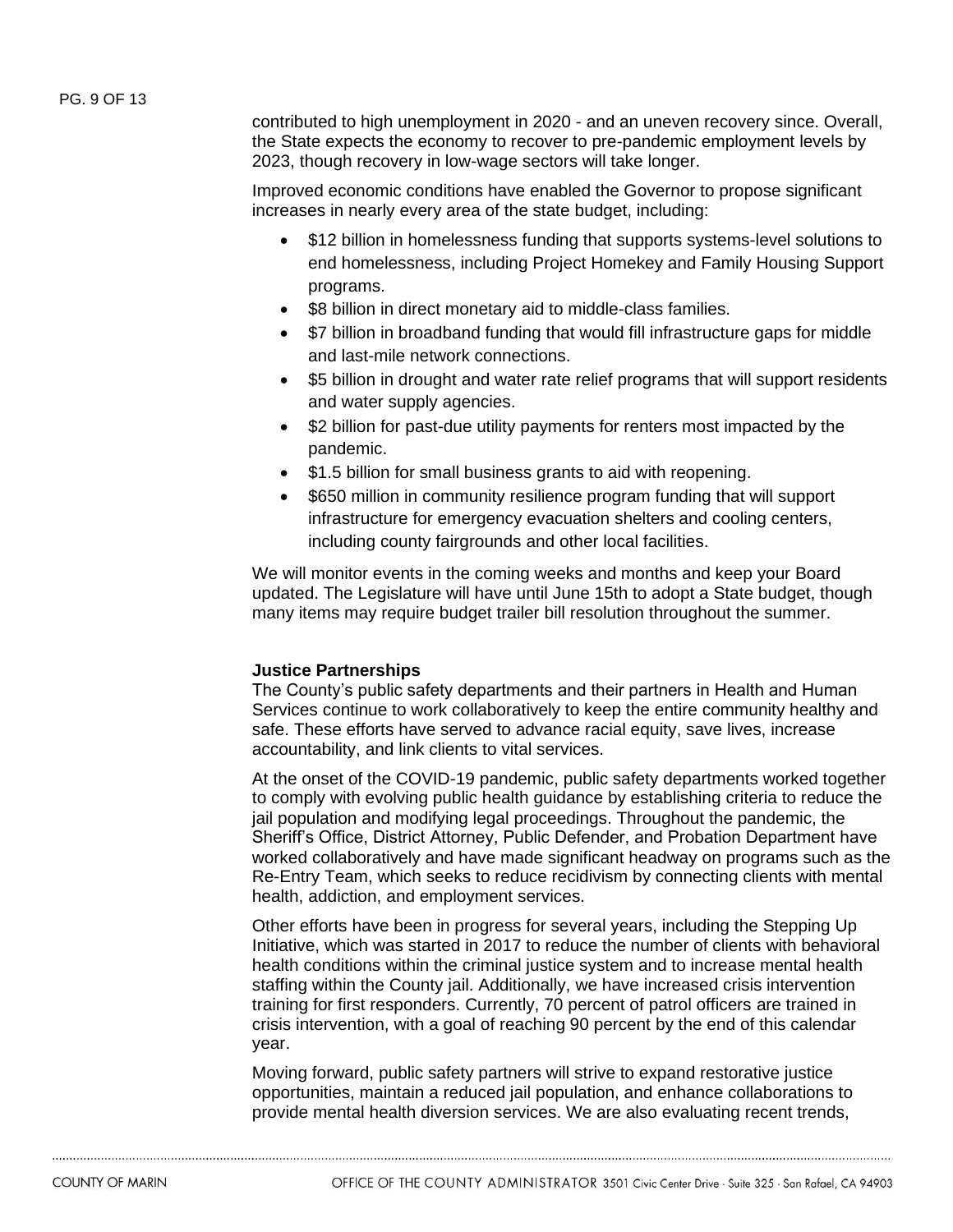contributed to high unemployment in 2020 - and an uneven recovery since. Overall, the State expects the economy to recover to pre-pandemic employment levels by 2023, though recovery in low-wage sectors will take longer.

Improved economic conditions have enabled the Governor to propose significant increases in nearly every area of the state budget, including:

- $12 billion in homelessness funding that supports systems-level solutions to end homelessness, including Project Homekey and Family Housing Support programs.
- $8 billion in direct monetary aid to middle-class families.
- $7 billion in broadband funding that would fill infrastructure gaps for middle and last-mile network connections.
- $5 billion in drought and water rate relief programs that will support residents and water supply agencies.
- $2 billion for past-due utility payments for renters most impacted by the pandemic.
- $1.5 billion for small business grants to aid with reopening.
- $650 million in community resilience program funding that will support infrastructure for emergency evacuation shelters and cooling centers, including county fairgrounds and other local facilities.

We will monitor events in the coming weeks and months and keep your Board updated. The Legislature will have until June 15th to adopt a State budget, though many items may require budget trailer bill resolution throughout the summer.

**Justice Partnerships**

The County's public safety departments and their partners in Health and Human Services continue to work collaboratively to keep the entire community healthy and safe. These efforts have served to advance racial equity, save lives, increase accountability, and link clients to vital services.

At the onset of the COVID-19 pandemic, public safety departments worked together to comply with evolving public health guidance by establishing criteria to reduce the jail population and modifying legal proceedings. Throughout the pandemic, the Sheriff's Office, District Attorney, Public Defender, and Probation Department have worked collaboratively and have made significant headway on programs such as the Re-Entry Team, which seeks to reduce recidivism by connecting clients with mental health, addiction, and employment services.

Other efforts have been in progress for several years, including the Stepping Up Initiative, which was started in 2017 to reduce the number of clients with behavioral health conditions within the criminal justice system and to increase mental health staffing within the County jail. Additionally, we have increased crisis intervention training for first responders. Currently, 70 percent of patrol officers are trained in crisis intervention, with a goal of reaching 90 percent by the end of this calendar year.

Moving forward, public safety partners will strive to expand restorative justice opportunities, maintain a reduced jail population, and enhance collaborations to provide mental health diversion services. We are also evaluating recent trends,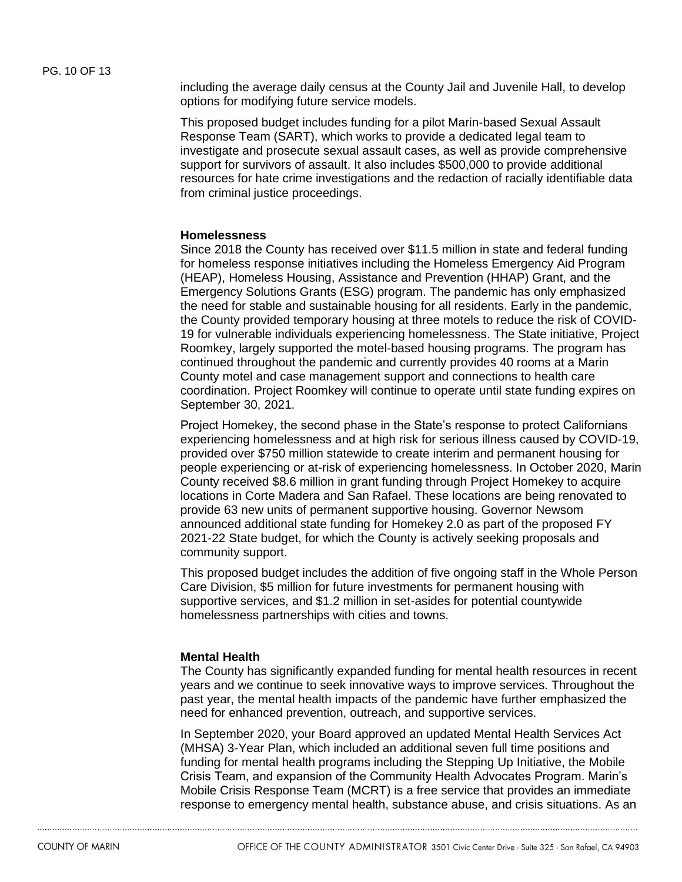including the average daily census at the County Jail and Juvenile Hall, to develop options for modifying future service models.

This proposed budget includes funding for a pilot Marin-based Sexual Assault Response Team (SART), which works to provide a dedicated legal team to investigate and prosecute sexual assault cases, as well as provide comprehensive support for survivors of assault. It also includes $500,000 to provide additional resources for hate crime investigations and the redaction of racially identifiable data from criminal justice proceedings.

**Homelessness**

Since 2018 the County has received over $11.5 million in state and federal funding for homeless response initiatives including the Homeless Emergency Aid Program (HEAP), Homeless Housing, Assistance and Prevention (HHAP) Grant, and the Emergency Solutions Grants (ESG) program. The pandemic has only emphasized the need for stable and sustainable housing for all residents. Early in the pandemic, the County provided temporary housing at three motels to reduce the risk of COVID-19 for vulnerable individuals experiencing homelessness. The State initiative, Project Roomkey, largely supported the motel-based housing programs. The program has continued throughout the pandemic and currently provides 40 rooms at a Marin County motel and case management support and connections to health care coordination. Project Roomkey will continue to operate until state funding expires on September 30, 2021.

Project Homekey, the second phase in the State's response to protect Californians experiencing homelessness and at high risk for serious illness caused by COVID-19, provided over $750 million statewide to create interim and permanent housing for people experiencing or at-risk of experiencing homelessness. In October 2020, Marin County received $8.6 million in grant funding through Project Homekey to acquire locations in Corte Madera and San Rafael. These locations are being renovated to provide 63 new units of permanent supportive housing. Governor Newsom announced additional state funding for Homekey 2.0 as part of the proposed FY 2021-22 State budget, for which the County is actively seeking proposals and community support.

This proposed budget includes the addition of five ongoing staff in the Whole Person Care Division, $5 million for future investments for permanent housing with supportive services, and $1.2 million in set-asides for potential countywide homelessness partnerships with cities and towns.

**Mental Health**

The County has significantly expanded funding for mental health resources in recent years and we continue to seek innovative ways to improve services. Throughout the past year, the mental health impacts of the pandemic have further emphasized the need for enhanced prevention, outreach, and supportive services.

In September 2020, your Board approved an updated Mental Health Services Act (MHSA) 3-Year Plan, which included an additional seven full time positions and funding for mental health programs including the Stepping Up Initiative, the Mobile Crisis Team, and expansion of the Community Health Advocates Program. Marin's Mobile Crisis Response Team (MCRT) is a free service that provides an immediate response to emergency mental health, substance abuse, and crisis situations. As an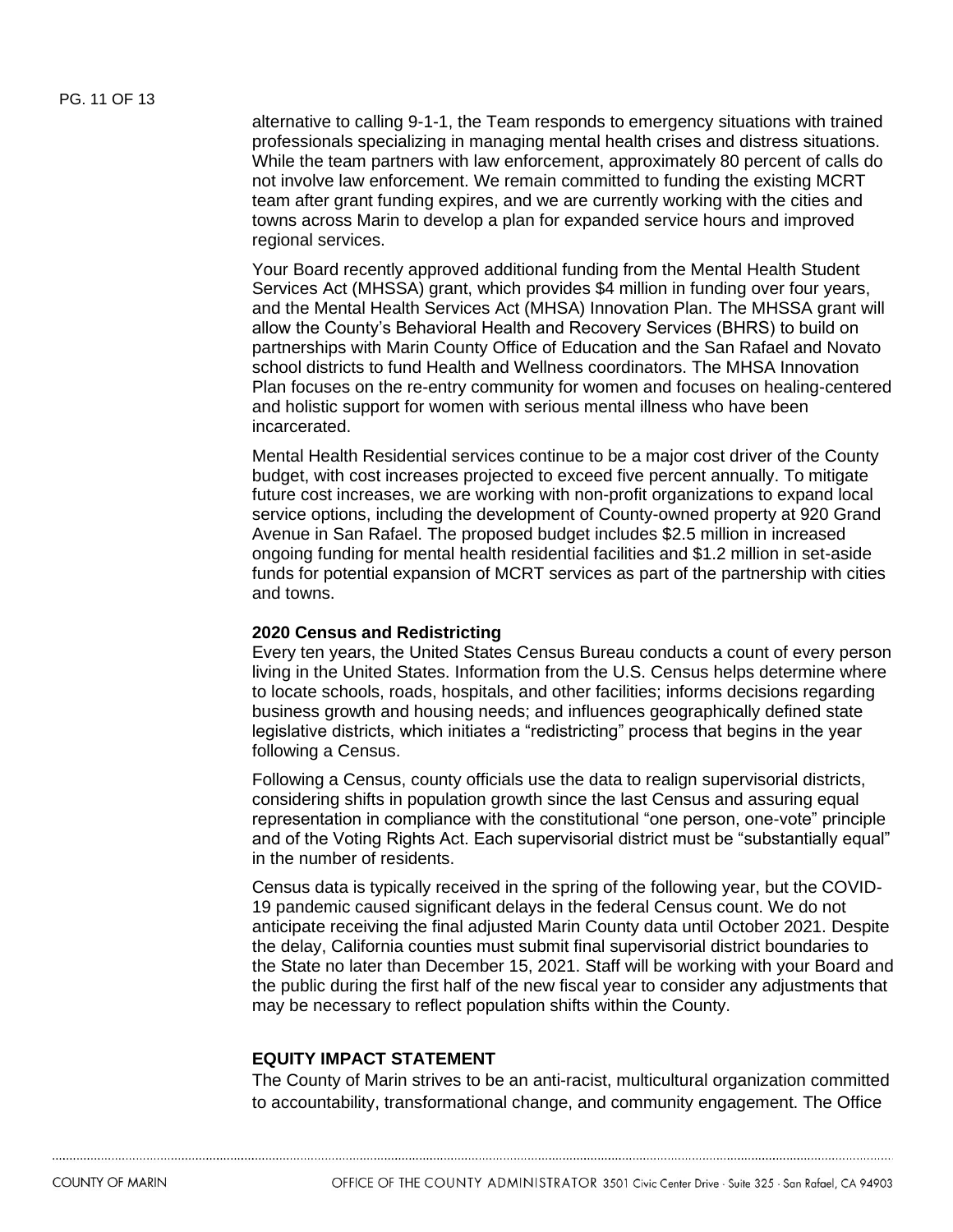alternative to calling 9-1-1, the Team responds to emergency situations with trained professionals specializing in managing mental health crises and distress situations. While the team partners with law enforcement, approximately 80 percent of calls do not involve law enforcement. We remain committed to funding the existing MCRT team after grant funding expires, and we are currently working with the cities and towns across Marin to develop a plan for expanded service hours and improved regional services.

Your Board recently approved additional funding from the Mental Health Student Services Act (MHSSA) grant, which provides $4 million in funding over four years, and the Mental Health Services Act (MHSA) Innovation Plan. The MHSSA grant will allow the County's Behavioral Health and Recovery Services (BHRS) to build on partnerships with Marin County Office of Education and the San Rafael and Novato school districts to fund Health and Wellness coordinators. The MHSA Innovation Plan focuses on the re-entry community for women and focuses on healing-centered and holistic support for women with serious mental illness who have been incarcerated.

Mental Health Residential services continue to be a major cost driver of the County budget, with cost increases projected to exceed five percent annually. To mitigate future cost increases, we are working with non-profit organizations to expand local service options, including the development of County-owned property at 920 Grand Avenue in San Rafael. The proposed budget includes $2.5 million in increased ongoing funding for mental health residential facilities and $1.2 million in set-aside funds for potential expansion of MCRT services as part of the partnership with cities and towns.

### 2020 Census and Redistricting

Every ten years, the United States Census Bureau conducts a count of every person living in the United States. Information from the U.S. Census helps determine where to locate schools, roads, hospitals, and other facilities; informs decisions regarding business growth and housing needs; and influences geographically defined state legislative districts, which initiates a "redistricting" process that begins in the year following a Census.

Following a Census, county officials use the data to realign supervisorial districts, considering shifts in population growth since the last Census and assuring equal representation in compliance with the constitutional "one person, one-vote" principle and of the Voting Rights Act. Each supervisorial district must be "substantially equal" in the number of residents.

Census data is typically received in the spring of the following year, but the COVID-19 pandemic caused significant delays in the federal Census count. We do not anticipate receiving the final adjusted Marin County data until October 2021. Despite the delay, California counties must submit final supervisorial district boundaries to the State no later than December 15, 2021. Staff will be working with your Board and the public during the first half of the new fiscal year to consider any adjustments that may be necessary to reflect population shifts within the County.

## EQUITY IMPACT STATEMENT

The County of Marin strives to be an anti-racist, multicultural organization committed to accountability, transformational change, and community engagement. The Office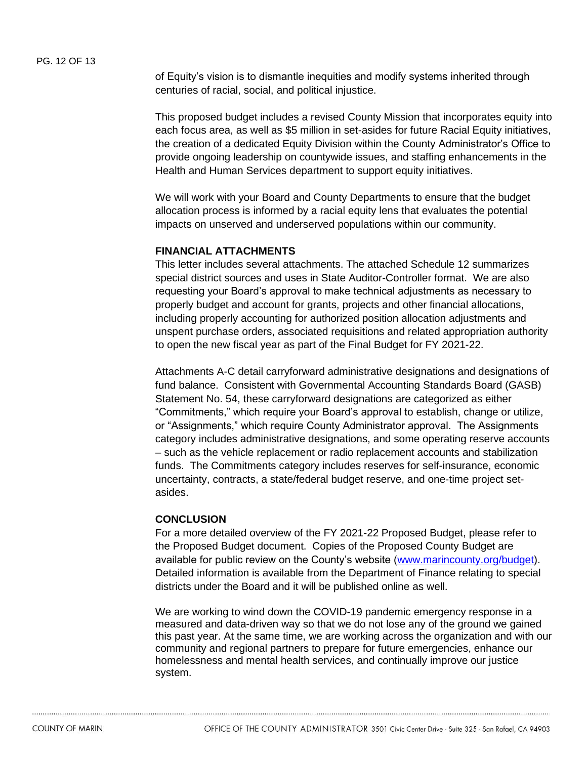of Equity's vision is to dismantle inequities and modify systems inherited through centuries of racial, social, and political injustice.

This proposed budget includes a revised County Mission that incorporates equity into each focus area, as well as $5 million in set-asides for future Racial Equity initiatives, the creation of a dedicated Equity Division within the County Administrator's Office to provide ongoing leadership on countywide issues, and staffing enhancements in the Health and Human Services department to support equity initiatives.

We will work with your Board and County Departments to ensure that the budget allocation process is informed by a racial equity lens that evaluates the potential impacts on unserved and underserved populations within our community.

**FINANCIAL ATTACHMENTS**

This letter includes several attachments. The attached Schedule 12 summarizes special district sources and uses in State Auditor-Controller format. We are also requesting your Board's approval to make technical adjustments as necessary to properly budget and account for grants, projects and other financial allocations, including properly accounting for authorized position allocation adjustments and unspent purchase orders, associated requisitions and related appropriation authority to open the new fiscal year as part of the Final Budget for FY 2021-22.

Attachments A-C detail carryforward administrative designations and designations of fund balance. Consistent with Governmental Accounting Standards Board (GASB) Statement No. 54, these carryforward designations are categorized as either "Commitments," which require your Board's approval to establish, change or utilize, or "Assignments," which require County Administrator approval. The Assignments category includes administrative designations, and some operating reserve accounts – such as the vehicle replacement or radio replacement accounts and stabilization funds. The Commitments category includes reserves for self-insurance, economic uncertainty, contracts, a state/federal budget reserve, and one-time project set-asides.

**CONCLUSION**

For a more detailed overview of the FY 2021-22 Proposed Budget, please refer to the Proposed Budget document. Copies of the Proposed County Budget are available for public review on the County's website ([www.marincounty.org/budget](www.marincounty.org/budget)). Detailed information is available from the Department of Finance relating to special districts under the Board and it will be published online as well.

We are working to wind down the COVID-19 pandemic emergency response in a measured and data-driven way so that we do not lose any of the ground we gained this past year. At the same time, we are working across the organization and with our community and regional partners to prepare for future emergencies, enhance our homelessness and mental health services, and continually improve our justice system.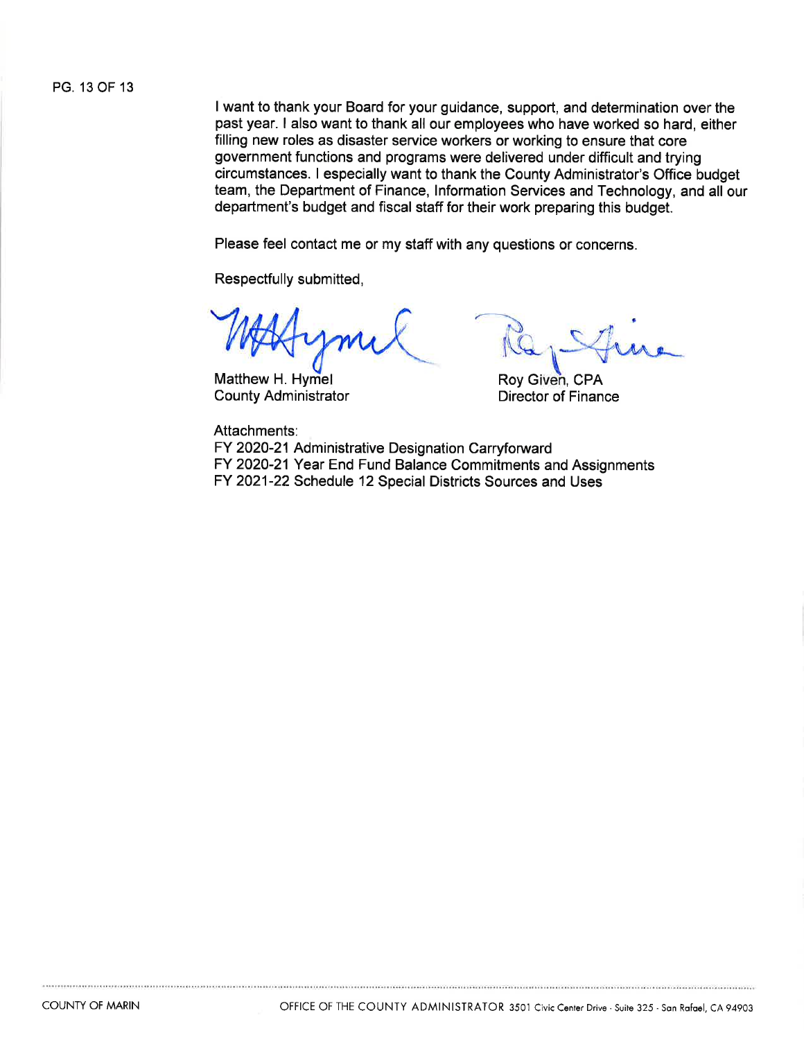I want to thank your Board for your guidance, support, and determination over the past year. I also want to thank all our employees who have worked so hard, either filling new roles as disaster service workers or working to ensure that core government functions and programs were delivered under difficult and trying circumstances. I especially want to thank the County Administrator's Office budget team, the Department of Finance, Information Services and Technology, and all our department's budget and fiscal staff for their work preparing this budget.

Please feel contact me or my staff with any questions or concerns.

Respectfully submitted,

Matthew H. Hymel
County Administrator

Roy Given, CPA
Director of Finance

Attachments:
FY 2020-21 Administrative Designation Carryforward
FY 2020-21 Year End Fund Balance Commitments and Assignments
FY 2021-22 Schedule 12 Special Districts Sources and Uses